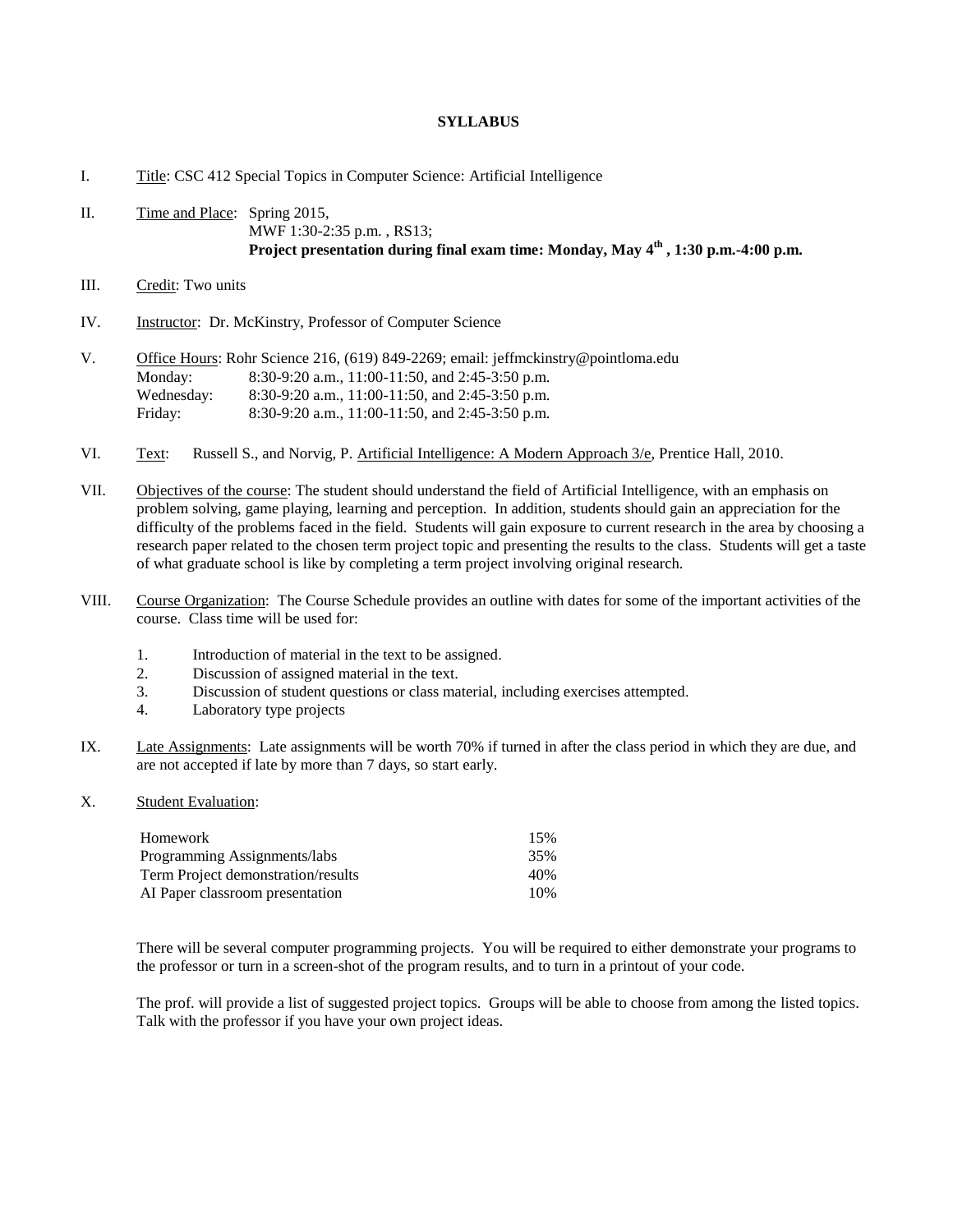# SYLLABUS

I. Title: CSC 412 Special Topics in Computer Science: Artificial Intelligence

II. Time and Place: Spring 2015,
MWF 1:30-2:35 p.m. , RS13;
**Project presentation during final exam time: Monday, May 4th , 1:30 p.m.-4:00 p.m.**

III. Credit: Two units

IV. Instructor: Dr. McKinstry, Professor of Computer Science

V. Office Hours: Rohr Science 216, (619) 849-2269; email: jeffmckinstry@pointloma.edu

| | |
|---|---|
| Monday: | 8:30-9:20 a.m., 11:00-11:50, and 2:45-3:50 p.m. |
| Wednesday: | 8:30-9:20 a.m., 11:00-11:50, and 2:45-3:50 p.m. |
| Friday: | 8:30-9:20 a.m., 11:00-11:50, and 2:45-3:50 p.m. |

VI. Text: Russell S., and Norvig, P. Artificial Intelligence: A Modern Approach 3/e, Prentice Hall, 2010.

VII. Objectives of the course: The student should understand the field of Artificial Intelligence, with an emphasis on problem solving, game playing, learning and perception. In addition, students should gain an appreciation for the difficulty of the problems faced in the field. Students will gain exposure to current research in the area by choosing a research paper related to the chosen term project topic and presenting the results to the class. Students will get a taste of what graduate school is like by completing a term project involving original research.

VIII. Course Organization: The Course Schedule provides an outline with dates for some of the important activities of the course. Class time will be used for:

1. Introduction of material in the text to be assigned.
2. Discussion of assigned material in the text.
3. Discussion of student questions or class material, including exercises attempted.
4. Laboratory type projects

IX. Late Assignments: Late assignments will be worth 70% if turned in after the class period in which they are due, and are not accepted if late by more than 7 days, so start early.

X. Student Evaluation:

| | |
|---|---|
| Homework | 15% |
| Programming Assignments/labs | 35% |
| Term Project demonstration/results | 40% |
| AI Paper classroom presentation | 10% |

There will be several computer programming projects. You will be required to either demonstrate your programs to the professor or turn in a screen-shot of the program results, and to turn in a printout of your code.

The prof. will provide a list of suggested project topics. Groups will be able to choose from among the listed topics. Talk with the professor if you have your own project ideas.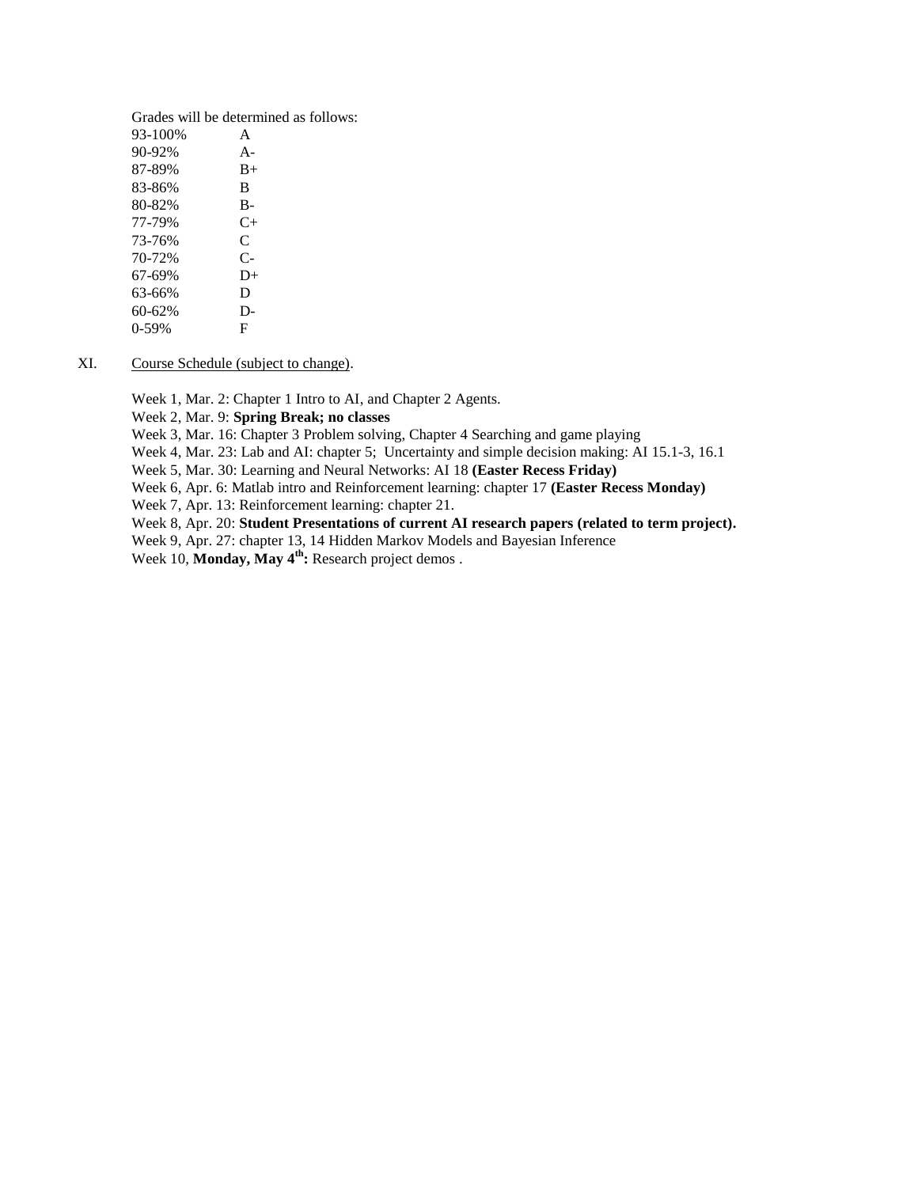Grades will be determined as follows:

| | |
|---|---|
| 93-100% | A |
| 90-92% | A- |
| 87-89% | B+ |
| 83-86% | B |
| 80-82% | B- |
| 77-79% | C+ |
| 73-76% | C |
| 70-72% | C- |
| 67-69% | D+ |
| 63-66% | D |
| 60-62% | D- |
| 0-59% | F |

XI. Course Schedule (subject to change).

Week 1, Mar. 2: Chapter 1 Intro to AI, and Chapter 2 Agents.
Week 2, Mar. 9: **Spring Break; no classes**
Week 3, Mar. 16: Chapter 3 Problem solving, Chapter 4 Searching and game playing
Week 4, Mar. 23: Lab and AI: chapter 5; Uncertainty and simple decision making: AI 15.1-3, 16.1
Week 5, Mar. 30: Learning and Neural Networks: AI 18 **(Easter Recess Friday)**
Week 6, Apr. 6: Matlab intro and Reinforcement learning: chapter 17 **(Easter Recess Monday)**
Week 7, Apr. 13: Reinforcement learning: chapter 21.
Week 8, Apr. 20: **Student Presentations of current AI research papers (related to term project).**
Week 9, Apr. 27: chapter 13, 14 Hidden Markov Models and Bayesian Inference
Week 10, **Monday, May 4th:** Research project demos .